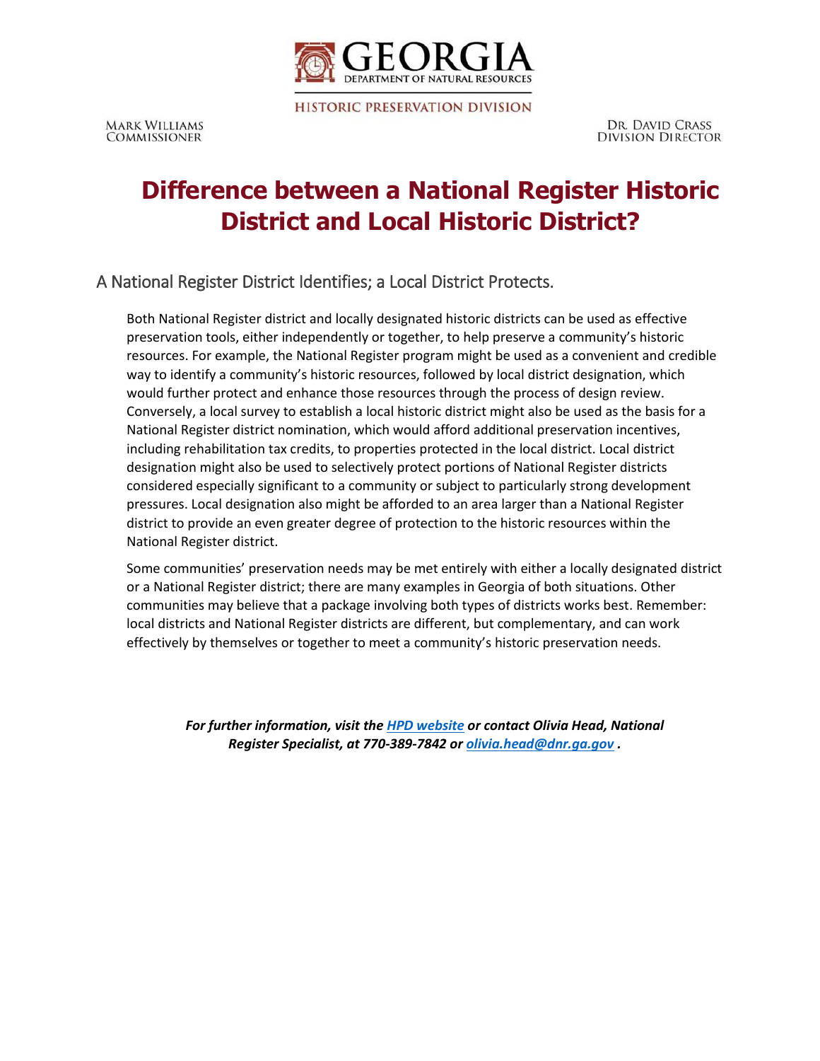GEORGIA
DEPARTMENT OF NATURAL RESOURCES

HISTORIC PRESERVATION DIVISION

MARK WILLIAMS
COMMISSIONER

DR. DAVID CRASS
DIVISION DIRECTOR

# Difference between a National Register Historic District and Local Historic District?

## A National Register District Identifies; a Local District Protects.

Both National Register district and locally designated historic districts can be used as effective preservation tools, either independently or together, to help preserve a community's historic resources. For example, the National Register program might be used as a convenient and credible way to identify a community's historic resources, followed by local district designation, which would further protect and enhance those resources through the process of design review. Conversely, a local survey to establish a local historic district might also be used as the basis for a National Register district nomination, which would afford additional preservation incentives, including rehabilitation tax credits, to properties protected in the local district. Local district designation might also be used to selectively protect portions of National Register districts considered especially significant to a community or subject to particularly strong development pressures. Local designation also might be afforded to an area larger than a National Register district to provide an even greater degree of protection to the historic resources within the National Register district.

Some communities' preservation needs may be met entirely with either a locally designated district or a National Register district; there are many examples in Georgia of both situations. Other communities may believe that a package involving both types of districts works best. Remember: local districts and National Register districts are different, but complementary, and can work effectively by themselves or together to meet a community's historic preservation needs.

***For further information, visit the [HPD website](HPD website) or contact Olivia Head, National Register Specialist, at 770-389-7842 or [olivia.head@dnr.ga.gov](mailto:olivia.head@dnr.ga.gov) .***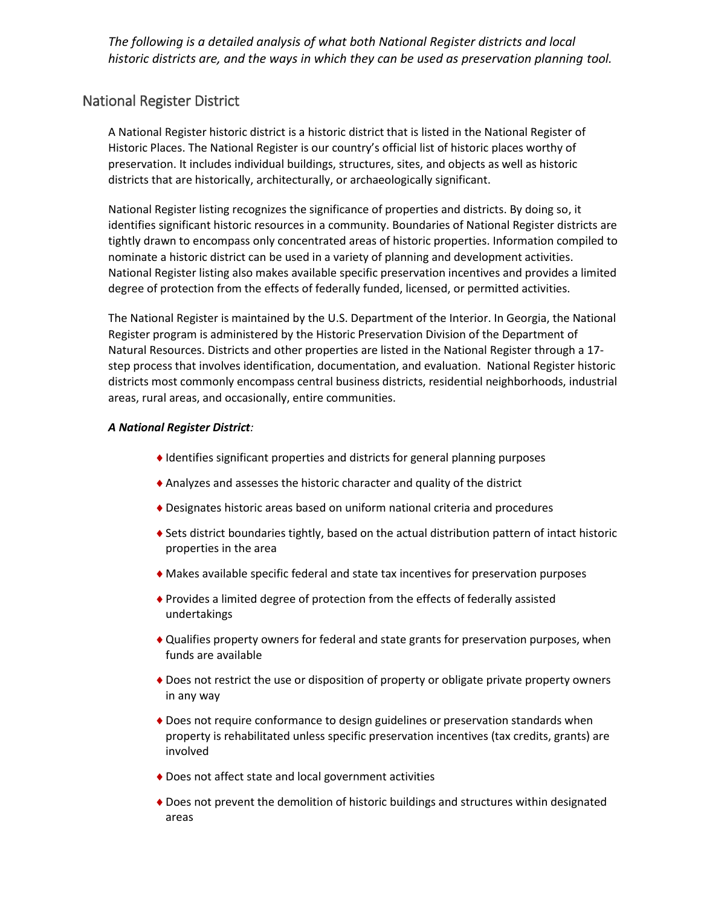*The following is a detailed analysis of what both National Register districts and local historic districts are, and the ways in which they can be used as preservation planning tool.*

## National Register District

A National Register historic district is a historic district that is listed in the National Register of Historic Places. The National Register is our country's official list of historic places worthy of preservation. It includes individual buildings, structures, sites, and objects as well as historic districts that are historically, architecturally, or archaeologically significant.

National Register listing recognizes the significance of properties and districts. By doing so, it identifies significant historic resources in a community. Boundaries of National Register districts are tightly drawn to encompass only concentrated areas of historic properties. Information compiled to nominate a historic district can be used in a variety of planning and development activities. National Register listing also makes available specific preservation incentives and provides a limited degree of protection from the effects of federally funded, licensed, or permitted activities.

The National Register is maintained by the U.S. Department of the Interior. In Georgia, the National Register program is administered by the Historic Preservation Division of the Department of Natural Resources. Districts and other properties are listed in the National Register through a 17-step process that involves identification, documentation, and evaluation. National Register historic districts most commonly encompass central business districts, residential neighborhoods, industrial areas, rural areas, and occasionally, entire communities.

***A National Register District:***

- Identifies significant properties and districts for general planning purposes
- Analyzes and assesses the historic character and quality of the district
- Designates historic areas based on uniform national criteria and procedures
- Sets district boundaries tightly, based on the actual distribution pattern of intact historic properties in the area
- Makes available specific federal and state tax incentives for preservation purposes
- Provides a limited degree of protection from the effects of federally assisted undertakings
- Qualifies property owners for federal and state grants for preservation purposes, when funds are available
- Does not restrict the use or disposition of property or obligate private property owners in any way
- Does not require conformance to design guidelines or preservation standards when property is rehabilitated unless specific preservation incentives (tax credits, grants) are involved
- Does not affect state and local government activities
- Does not prevent the demolition of historic buildings and structures within designated areas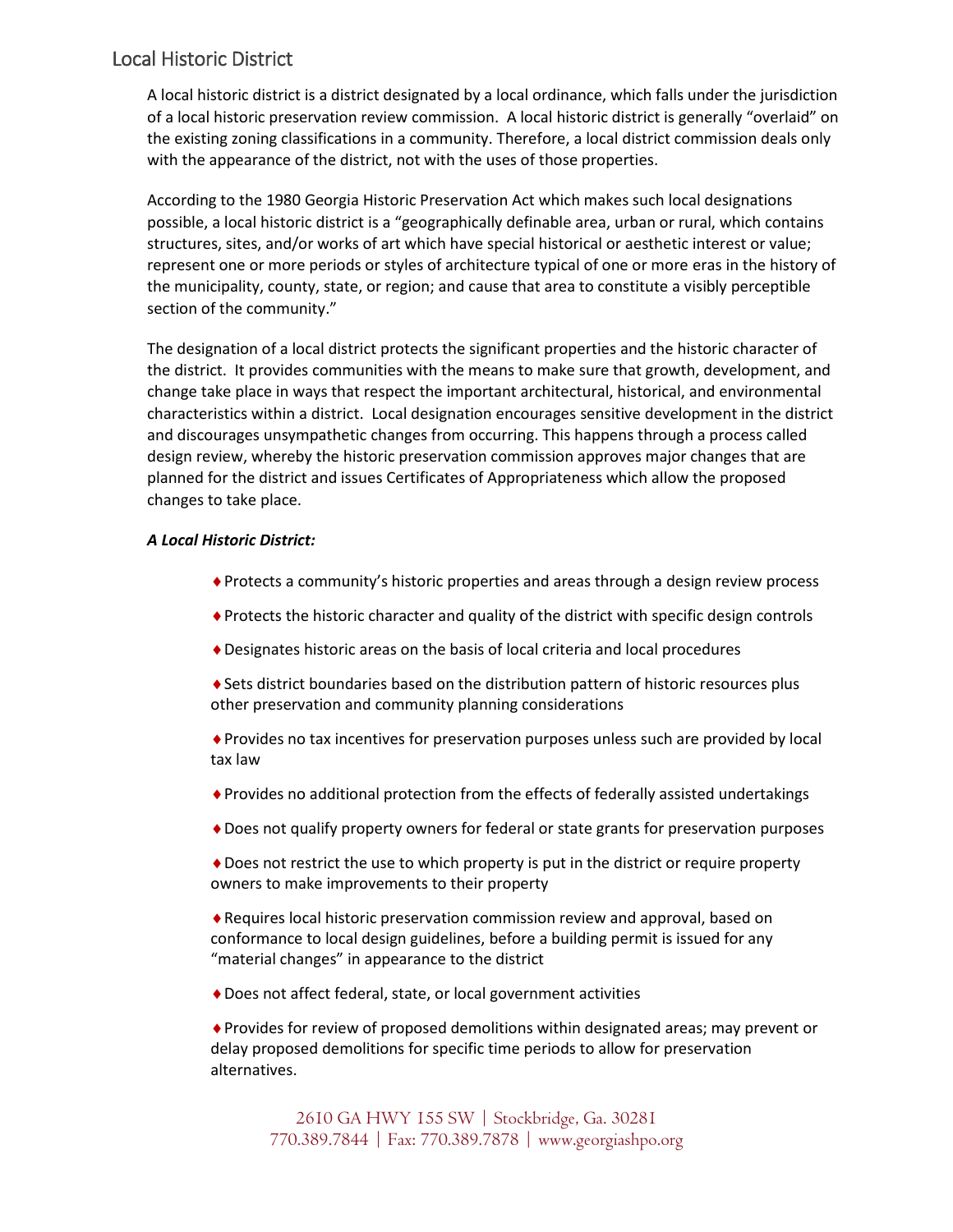## Local Historic District

A local historic district is a district designated by a local ordinance, which falls under the jurisdiction of a local historic preservation review commission. A local historic district is generally "overlaid" on the existing zoning classifications in a community. Therefore, a local district commission deals only with the appearance of the district, not with the uses of those properties.

According to the 1980 Georgia Historic Preservation Act which makes such local designations possible, a local historic district is a "geographically definable area, urban or rural, which contains structures, sites, and/or works of art which have special historical or aesthetic interest or value; represent one or more periods or styles of architecture typical of one or more eras in the history of the municipality, county, state, or region; and cause that area to constitute a visibly perceptible section of the community."

The designation of a local district protects the significant properties and the historic character of the district. It provides communities with the means to make sure that growth, development, and change take place in ways that respect the important architectural, historical, and environmental characteristics within a district. Local designation encourages sensitive development in the district and discourages unsympathetic changes from occurring. This happens through a process called design review, whereby the historic preservation commission approves major changes that are planned for the district and issues Certificates of Appropriateness which allow the proposed changes to take place.

***A Local Historic District:***

- Protects a community's historic properties and areas through a design review process
- Protects the historic character and quality of the district with specific design controls
- Designates historic areas on the basis of local criteria and local procedures
- Sets district boundaries based on the distribution pattern of historic resources plus other preservation and community planning considerations
- Provides no tax incentives for preservation purposes unless such are provided by local tax law
- Provides no additional protection from the effects of federally assisted undertakings
- Does not qualify property owners for federal or state grants for preservation purposes
- Does not restrict the use to which property is put in the district or require property owners to make improvements to their property
- Requires local historic preservation commission review and approval, based on conformance to local design guidelines, before a building permit is issued for any "material changes" in appearance to the district
- Does not affect federal, state, or local government activities
- Provides for review of proposed demolitions within designated areas; may prevent or delay proposed demolitions for specific time periods to allow for preservation alternatives.